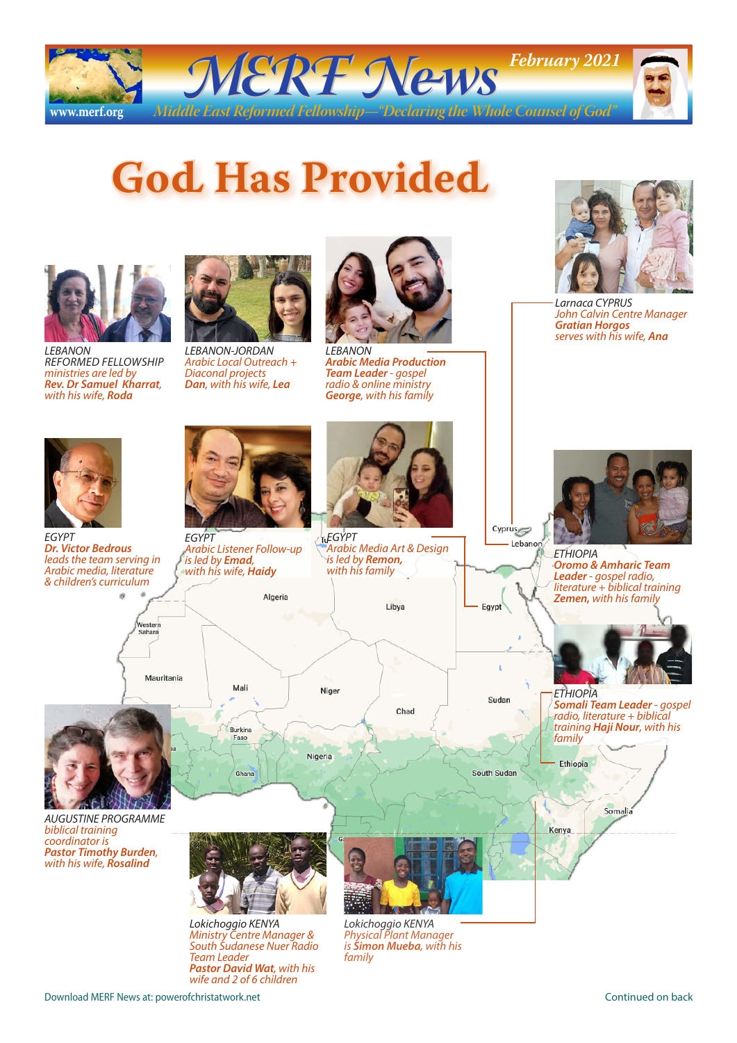# MERF News

**February 2021**

www.merf.org

*Middle East Reformed Fellowship—"Declaring the Whole Counsel of God"*

# God Has Provided

LEBANON
REFORMED FELLOWSHIP
*ministries are led by*
***Rev. Dr Samuel Kharrat**, with his wife, **Roda***

LEBANON-JORDAN
*Arabic Local Outreach + Diaconal projects*
***Dan**, with his wife, **Lea***

LEBANON
***Arabic Media Production Team Leader** - gospel radio & online ministry*
***George**, with his family*

Larnaca CYPRUS
*John Calvin Centre Manager*
***Gratian Horgos***
*serves with his wife, **Ana***

EGYPT
***Dr. Victor Bedrous***
*leads the team serving in Arabic media, literature & children's curriculum*

EGYPT
*Arabic Listener Follow-up is led by **Emad**, with his wife, **Haidy***

EGYPT
*Arabic Media Art & Design is led by **Remon**, with his family*

ETHIOPIA
***Oromo & Amharic Team Leader** - gospel radio, literature + biblical training*
***Zemen**, with his family*

ETHIOPIA
***Somali Team Leader** - gospel radio, literature + biblical training **Haji Nour**, with his family*

AUGUSTINE PROGRAMME
*biblical training coordinator is*
***Pastor Timothy Burden**, with his wife, **Rosalind***

Lokichoggio KENYA
*Ministry Centre Manager & South Sudanese Nuer Radio Team Leader*
***Pastor David Wat**, with his wife and 2 of 6 children*

Lokichoggio KENYA
*Physical Plant Manager is **Simon Mueba**, with his family*

Download MERF News at: powerofchristatwork.net

Continued on back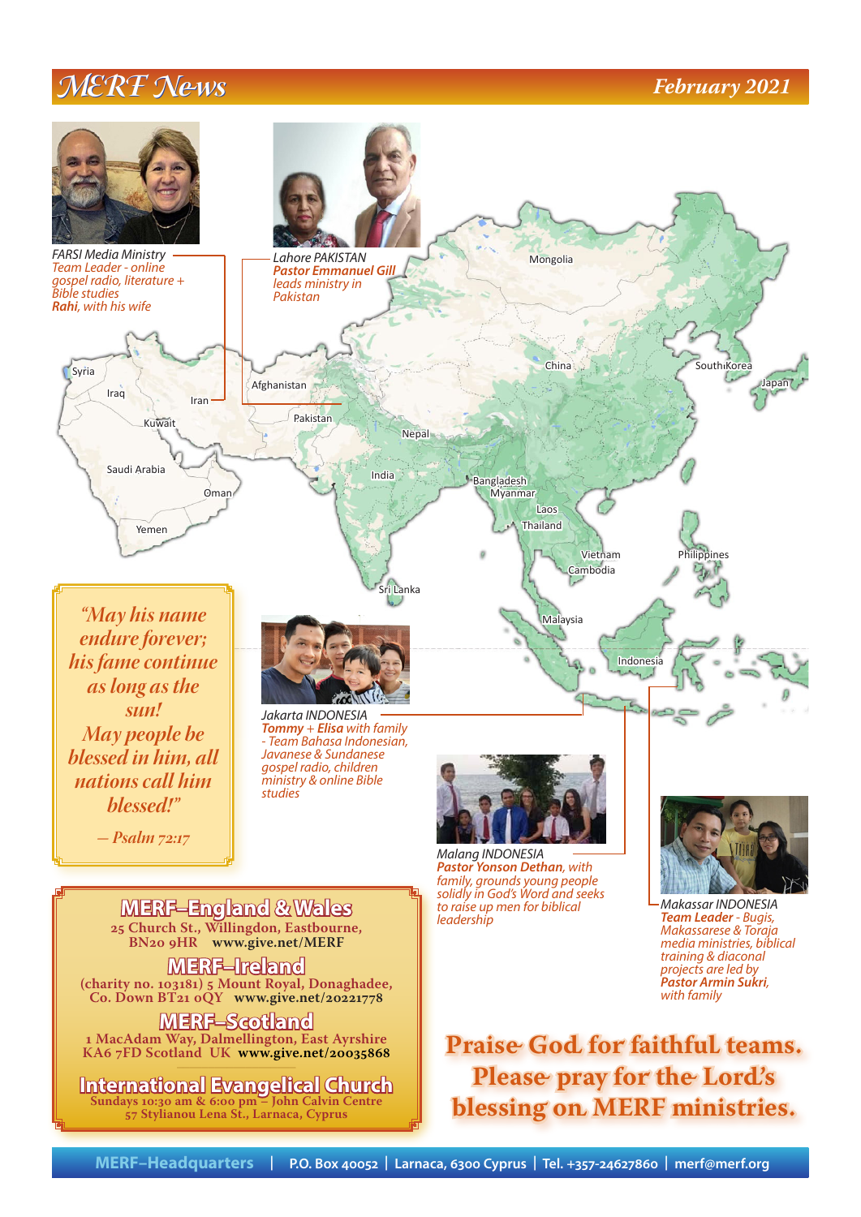# MERF News

February 2021

*FARSI Media Ministry*
*Team Leader - online gospel radio, literature + Bible studies*
***Rahi**, with his wife*

*Lahore PAKISTAN*
***Pastor Emmanuel Gill** leads ministry in Pakistan*

Syria
Iraq
Iran
Kuwait
Saudi Arabia
Oman
Yemen
Afghanistan
Pakistan
Nepal
India
Sri Lanka
Mongolia
China
South Korea
Japan
Bangladesh
Myanmar
Laos
Thailand
Vietnam
Cambodia
Philippines
Malaysia
Indonesia

*"May his name endure forever; his fame continue as long as the sun! May people be blessed in him, all nations call him blessed!"*

*— Psalm 72:17*

*Jakarta INDONESIA*
***Tommy** + **Elisa** with family - Team Bahasa Indonesian, Javanese & Sundanese gospel radio, children ministry & online Bible studies*

*Malang INDONESIA*
***Pastor Yonson Dethan**, with family, grounds young people solidly in God's Word and seeks to raise up men for biblical leadership*

*Makassar INDONESIA*
***Team Leader** - Bugis, Makassarese & Toraja media ministries, biblical training & diaconal projects are led by **Pastor Armin Sukri**, with family*

## MERF–England & Wales
25 Church St., Willingdon, Eastbourne, BN20 9HR www.give.net/MERF

## MERF–Ireland
(charity no. 103181) 5 Mount Royal, Donaghadee, Co. Down BT21 0QY www.give.net/20221778

## MERF–Scotland
1 MacAdam Way, Dalmellington, East Ayrshire KA6 7FD Scotland UK www.give.net/20035868

## International Evangelical Church
Sundays 10:30 am & 6:00 pm – John Calvin Centre
57 Stylianou Lena St., Larnaca, Cyprus

**Praise God for faithful teams. Please pray for the Lord's blessing on MERF ministries.**

**MERF–Headquarters** | P.O. Box 40052 | Larnaca, 6300 Cyprus | Tel. +357-24627860 | merf@merf.org